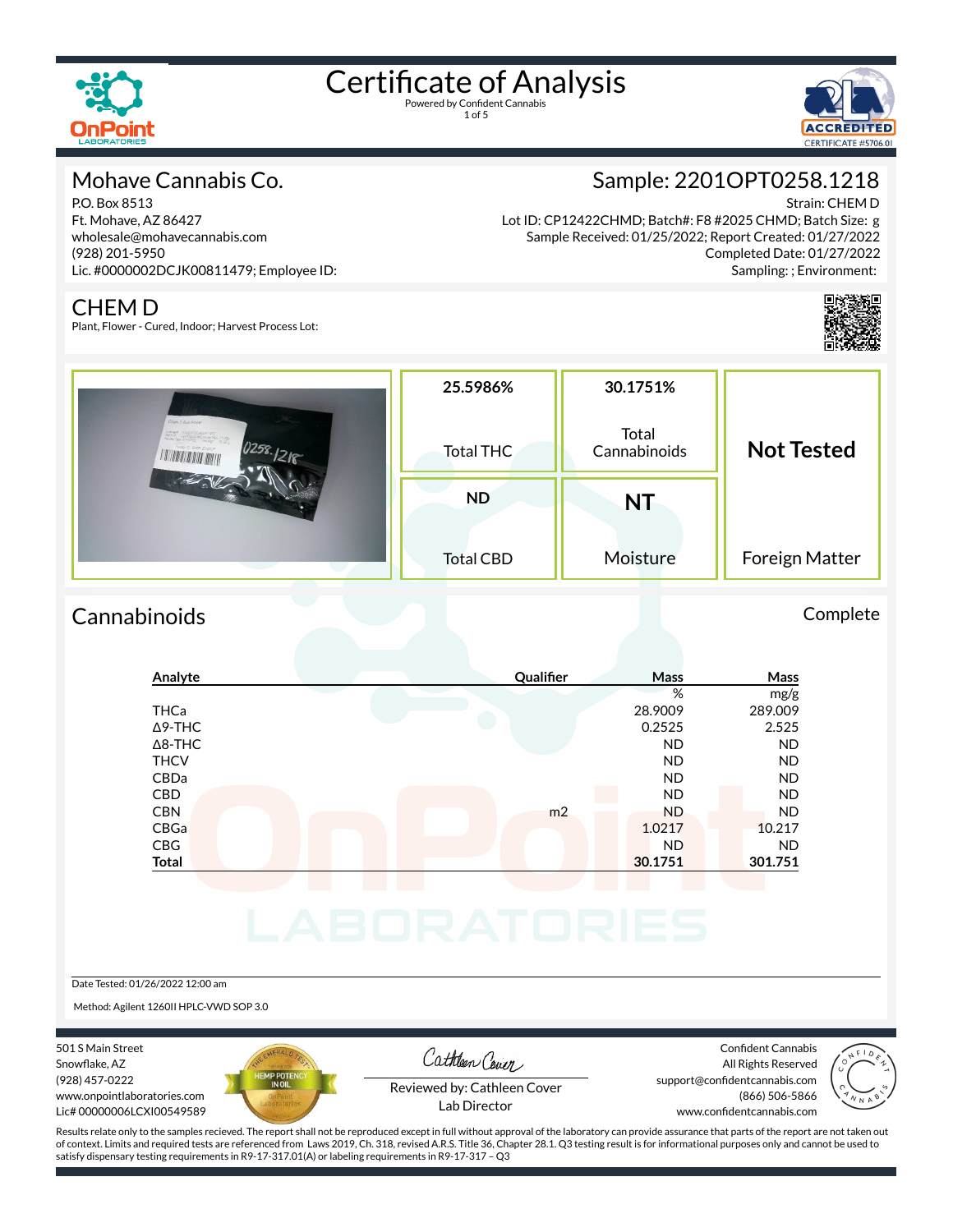# Certificate of Analysis

Powered by Confident Cannabis

## Mohave Cannabis Co.

P.O. Box 8513
Ft. Mohave, AZ 86427
wholesale@mohavecannabis.com
(928) 201-5950
Lic. #0000002DCJK00811479; Employee ID:

## Sample: 2201OPT0258.1218

Strain: CHEM D
Lot ID: CP12422CHMD; Batch#: F8 #2025 CHMD; Batch Size: g
Sample Received: 01/25/2022; Report Created: 01/27/2022
Completed Date: 01/27/2022
Sampling: ; Environment:

## CHEM D

Plant, Flower - Cured, Indoor; Harvest Process Lot:

| 25.5986% | 30.1751% | Not Tested |
|---|---|---|
| Total THC | Total Cannabinoids | |
| **ND** | **NT** | |
| Total CBD | Moisture | Foreign Matter |

## Cannabinoids

Complete

| Analyte | Qualifier | Mass % | Mass mg/g |
|---|---|---|---|
| THCa | | 28.9009 | 289.009 |
| Δ9-THC | | 0.2525 | 2.525 |
| Δ8-THC | | ND | ND |
| THCV | | ND | ND |
| CBDa | | ND | ND |
| CBD | | ND | ND |
| CBN | m2 | ND | ND |
| CBGa | | 1.0217 | 10.217 |
| CBG | | ND | ND |
| **Total** | | **30.1751** | **301.751** |

Date Tested: 01/26/2022 12:00 am

Method: Agilent 1260II HPLC-VWD SOP 3.0

501 S Main Street
Snowflake, AZ
(928) 457-0222
www.onpointlaboratories.com
Lic# 00000006LCXI00549589

Reviewed by: Cathleen Cover
Lab Director

Confident Cannabis
All Rights Reserved
support@confidentcannabis.com
(866) 506-5866
www.confidentcannabis.com

Results relate only to the samples recieved. The report shall not be reproduced except in full without approval of the laboratory can provide assurance that parts of the report are not taken out of context. Limits and required tests are referenced from Laws 2019, Ch. 318, revised A.R.S. Title 36, Chapter 28.1. Q3 testing result is for informational purposes only and cannot be used to satisfy dispensary testing requirements in R9-17-317.01(A) or labeling requirements in R9-17-317 – Q3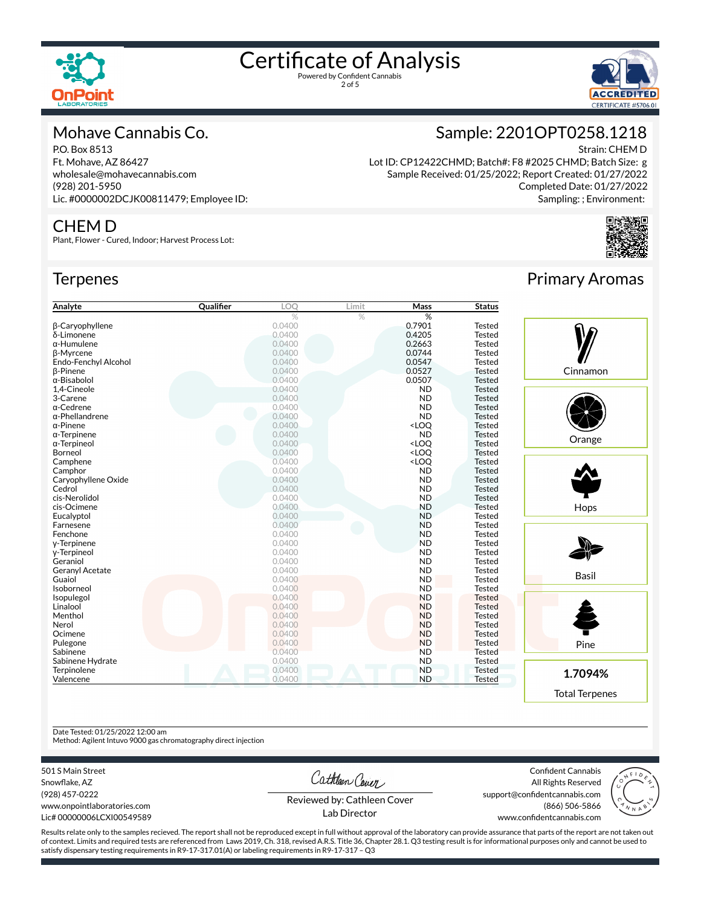# Certificate of Analysis

Powered by Confident Cannabis

## Mohave Cannabis Co.

P.O. Box 8513
Ft. Mohave, AZ 86427
wholesale@mohavecannabis.com
(928) 201-5950
Lic. #0000002DCJK00811479; Employee ID:

## Sample: 2201OPT0258.1218

Strain: CHEM D
Lot ID: CP12422CHMD; Batch#: F8 #2025 CHMD; Batch Size: g
Sample Received: 01/25/2022; Report Created: 01/27/2022
Completed Date: 01/27/2022
Sampling: ; Environment:

## CHEM D

Plant, Flower - Cured, Indoor; Harvest Process Lot:

## Terpenes

| Analyte | Qualifier | LOQ | Limit | Mass | Status |
|---|---|---|---|---|---|
| | | % | % | % | |
| β-Caryophyllene | | 0.0400 | | 0.7901 | Tested |
| δ-Limonene | | 0.0400 | | 0.4205 | Tested |
| α-Humulene | | 0.0400 | | 0.2663 | Tested |
| β-Myrcene | | 0.0400 | | 0.0744 | Tested |
| Endo-Fenchyl Alcohol | | 0.0400 | | 0.0547 | Tested |
| β-Pinene | | 0.0400 | | 0.0527 | Tested |
| α-Bisabolol | | 0.0400 | | 0.0507 | Tested |
| 1,4-Cineole | | 0.0400 | | ND | Tested |
| 3-Carene | | 0.0400 | | ND | Tested |
| α-Cedrene | | 0.0400 | | ND | Tested |
| α-Phellandrene | | 0.0400 | | ND | Tested |
| α-Pinene | | 0.0400 | | <LOQ | Tested |
| α-Terpinene | | 0.0400 | | ND | Tested |
| α-Terpineol | | 0.0400 | | <LOQ | Tested |
| Borneol | | 0.0400 | | <LOQ | Tested |
| Camphene | | 0.0400 | | <LOQ | Tested |
| Camphor | | 0.0400 | | ND | Tested |
| Caryophyllene Oxide | | 0.0400 | | ND | Tested |
| Cedrol | | 0.0400 | | ND | Tested |
| cis-Nerolidol | | 0.0400 | | ND | Tested |
| cis-Ocimene | | 0.0400 | | ND | Tested |
| Eucalyptol | | 0.0400 | | ND | Tested |
| Farnesene | | 0.0400 | | ND | Tested |
| Fenchone | | 0.0400 | | ND | Tested |
| γ-Terpinene | | 0.0400 | | ND | Tested |
| γ-Terpineol | | 0.0400 | | ND | Tested |
| Geraniol | | 0.0400 | | ND | Tested |
| Geranyl Acetate | | 0.0400 | | ND | Tested |
| Guaiol | | 0.0400 | | ND | Tested |
| Isoborneol | | 0.0400 | | ND | Tested |
| Isopulegol | | 0.0400 | | ND | Tested |
| Linalool | | 0.0400 | | ND | Tested |
| Menthol | | 0.0400 | | ND | Tested |
| Nerol | | 0.0400 | | ND | Tested |
| Ocimene | | 0.0400 | | ND | Tested |
| Pulegone | | 0.0400 | | ND | Tested |
| Sabinene | | 0.0400 | | ND | Tested |
| Sabinene Hydrate | | 0.0400 | | ND | Tested |
| Terpinolene | | 0.0400 | | ND | Tested |
| Valencene | | 0.0400 | | ND | Tested |

## Primary Aromas

- Cinnamon
- Orange
- Hops
- Basil
- Pine

**1.7094%** Total Terpenes

Date Tested: 01/25/2022 12:00 am
Method: Agilent Intuvo 9000 gas chromatography direct injection

501 S Main Street
Snowflake, AZ
(928) 457-0222
www.onpointlaboratories.com
Lic# 00000006LCXI00549589

Reviewed by: Cathleen Cover
Lab Director

Confident Cannabis
All Rights Reserved
support@confidentcannabis.com
(866) 506-5866
www.confidentcannabis.com

Results relate only to the samples recieved. The report shall not be reproduced except in full without approval of the laboratory can provide assurance that parts of the report are not taken out of context. Limits and required tests are referenced from Laws 2019, Ch. 318, revised A.R.S. Title 36, Chapter 28.1. Q3 testing result is for informational purposes only and cannot be used to satisfy dispensary testing requirements in R9-17-317.01(A) or labeling requirements in R9-17-317 – Q3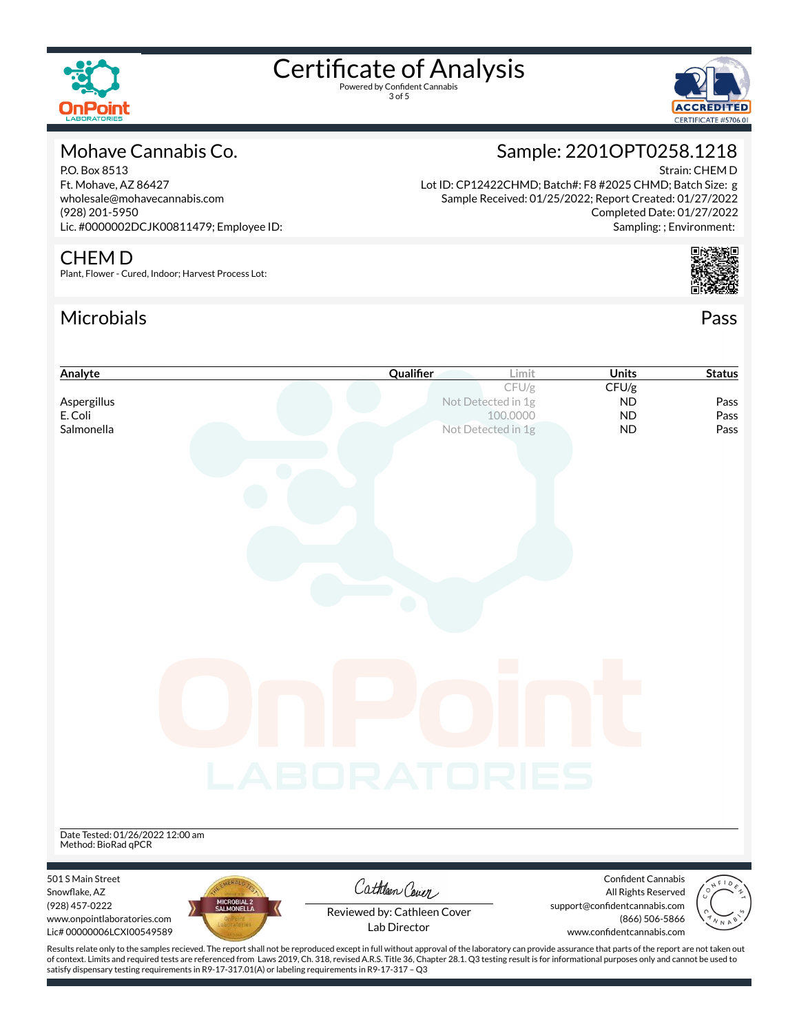# Certificate of Analysis

Powered by Confident Cannabis

## Mohave Cannabis Co.

P.O. Box 8513
Ft. Mohave, AZ 86427
wholesale@mohavecannabis.com
(928) 201-5950
Lic. #0000002DCJK00811479; Employee ID:

## Sample: 2201OPT0258.1218

Strain: CHEM D
Lot ID: CP12422CHMD; Batch#: F8 #2025 CHMD; Batch Size: g
Sample Received: 01/25/2022; Report Created: 01/27/2022
Completed Date: 01/27/2022
Sampling: ; Environment:

## CHEM D

Plant, Flower - Cured, Indoor; Harvest Process Lot:

## Microbials

Pass

| Analyte | Qualifier | Limit | Units | Status |
|---|---|---|---|---|
| | | CFU/g | CFU/g | |
| Aspergillus | | Not Detected in 1g | ND | Pass |
| E. Coli | | 100.0000 | ND | Pass |
| Salmonella | | Not Detected in 1g | ND | Pass |

Date Tested: 01/26/2022 12:00 am
Method: BioRad qPCR

501 S Main Street
Snowflake, AZ
(928) 457-0222
www.onpointlaboratories.com
Lic# 00000006LCXI00549589

Reviewed by: Cathleen Cover
Lab Director

Confident Cannabis
All Rights Reserved
support@confidentcannabis.com
(866) 506-5866
www.confidentcannabis.com

Results relate only to the samples recieved. The report shall not be reproduced except in full without approval of the laboratory can provide assurance that parts of the report are not taken out of context. Limits and required tests are referenced from Laws 2019, Ch. 318, revised A.R.S. Title 36, Chapter 28.1. Q3 testing result is for informational purposes only and cannot be used to satisfy dispensary testing requirements in R9-17-317.01(A) or labeling requirements in R9-17-317 – Q3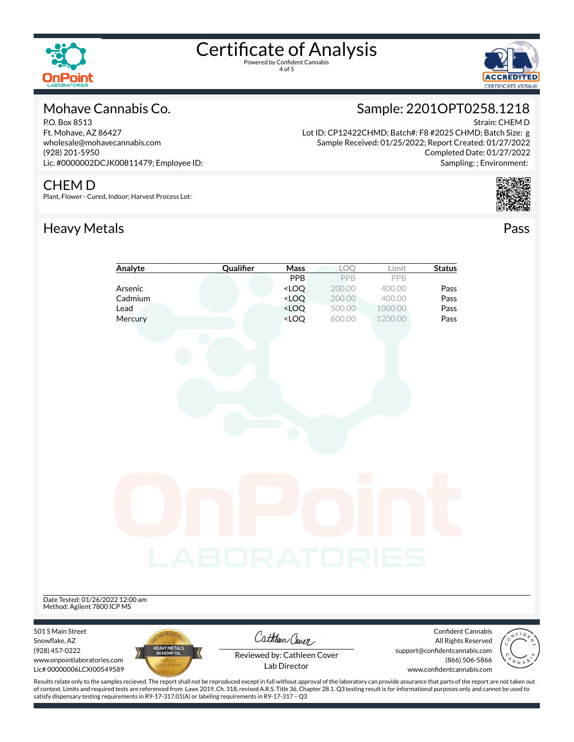# Certificate of Analysis

Powered by Confident Cannabis

## Mohave Cannabis Co.

P.O. Box 8513
Ft. Mohave, AZ 86427
wholesale@mohavecannabis.com
(928) 201-5950
Lic. #0000002DCJK00811479; Employee ID:

## Sample: 2201OPT0258.1218

Strain: CHEM D
Lot ID: CP12422CHMD; Batch#: F8 #2025 CHMD; Batch Size: g
Sample Received: 01/25/2022; Report Created: 01/27/2022
Completed Date: 01/27/2022
Sampling: ; Environment:

## CHEM D

Plant, Flower - Cured, Indoor; Harvest Process Lot:

## Heavy Metals

Pass

| Analyte | Qualifier | Mass | LOQ | Limit | Status |
|---|---|---|---|---|---|
| | | PPB | PPB | PPB | |
| Arsenic | | <LOQ | 200.00 | 400.00 | Pass |
| Cadmium | | <LOQ | 200.00 | 400.00 | Pass |
| Lead | | <LOQ | 500.00 | 1000.00 | Pass |
| Mercury | | <LOQ | 600.00 | 1200.00 | Pass |

Date Tested: 01/26/2022 12:00 am
Method: Agilent 7800 ICP MS

501 S Main Street
Snowflake, AZ
(928) 457-0222
www.onpointlaboratories.com
Lic# 00000006LCXI00549589

Reviewed by: Cathleen Cover
Lab Director

Confident Cannabis
All Rights Reserved
support@confidentcannabis.com
(866) 506-5866
www.confidentcannabis.com

Results relate only to the samples recieved. The report shall not be reproduced except in full without approval of the laboratory can provide assurance that parts of the report are not taken out of context. Limits and required tests are referenced from Laws 2019, Ch. 318, revised A.R.S. Title 36, Chapter 28.1. Q3 testing result is for informational purposes only and cannot be used to satisfy dispensary testing requirements in R9-17-317.01(A) or labeling requirements in R9-17-317 – Q3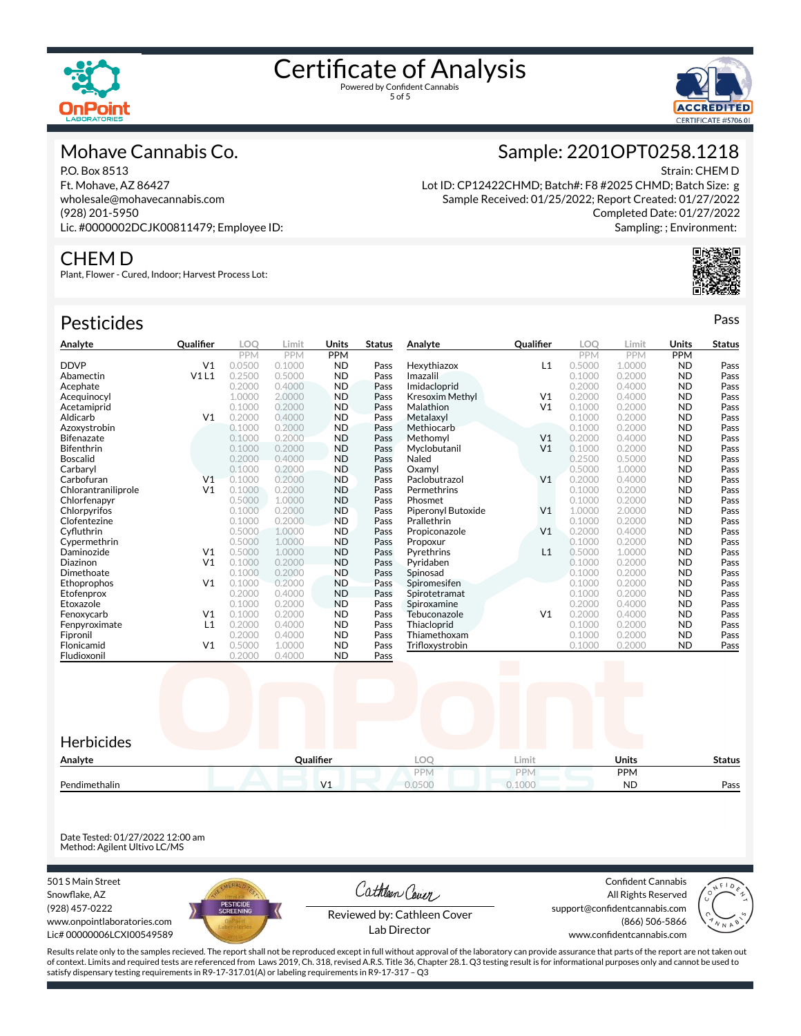# Certificate of Analysis

Powered by Confident Cannabis

## Mohave Cannabis Co.

P.O. Box 8513
Ft. Mohave, AZ 86427
wholesale@mohavecannabis.com
(928) 201-5950
Lic. #0000002DCJK00811479; Employee ID:

## Sample: 2201OPT0258.1218

Strain: CHEM D
Lot ID: CP12422CHMD; Batch#: F8 #2025 CHMD; Batch Size: g
Sample Received: 01/25/2022; Report Created: 01/27/2022
Completed Date: 01/27/2022
Sampling: ; Environment:

## CHEM D

Plant, Flower - Cured, Indoor; Harvest Process Lot:

## Pesticides

Pass

| Analyte | Qualifier | LOQ | Limit | Units | Status |
|---|---|---|---|---|---|
| | | PPM | PPM | PPM | |
| DDVP | V1 | 0.0500 | 0.1000 | ND | Pass |
| Abamectin | V1 L1 | 0.2500 | 0.5000 | ND | Pass |
| Acephate | | 0.2000 | 0.4000 | ND | Pass |
| Acequinocyl | | 1.0000 | 2.0000 | ND | Pass |
| Acetamiprid | | 0.1000 | 0.2000 | ND | Pass |
| Aldicarb | V1 | 0.2000 | 0.4000 | ND | Pass |
| Azoxystrobin | | 0.1000 | 0.2000 | ND | Pass |
| Bifenazate | | 0.1000 | 0.2000 | ND | Pass |
| Bifenthrin | | 0.1000 | 0.2000 | ND | Pass |
| Boscalid | | 0.2000 | 0.4000 | ND | Pass |
| Carbaryl | | 0.1000 | 0.2000 | ND | Pass |
| Carbofuran | V1 | 0.1000 | 0.2000 | ND | Pass |
| Chlorantraniliprole | V1 | 0.1000 | 0.2000 | ND | Pass |
| Chlorfenapyr | | 0.5000 | 1.0000 | ND | Pass |
| Chlorpyrifos | | 0.1000 | 0.2000 | ND | Pass |
| Clofentezine | | 0.1000 | 0.2000 | ND | Pass |
| Cyfluthrin | | 0.5000 | 1.0000 | ND | Pass |
| Cypermethrin | | 0.5000 | 1.0000 | ND | Pass |
| Daminozide | V1 | 0.5000 | 1.0000 | ND | Pass |
| Diazinon | V1 | 0.1000 | 0.2000 | ND | Pass |
| Dimethoate | | 0.1000 | 0.2000 | ND | Pass |
| Ethoprophos | V1 | 0.1000 | 0.2000 | ND | Pass |
| Etofenprox | | 0.2000 | 0.4000 | ND | Pass |
| Etoxazole | | 0.1000 | 0.2000 | ND | Pass |
| Fenoxycarb | V1 | 0.1000 | 0.2000 | ND | Pass |
| Fenpyroximate | L1 | 0.2000 | 0.4000 | ND | Pass |
| Fipronil | | 0.2000 | 0.4000 | ND | Pass |
| Flonicamid | V1 | 0.5000 | 1.0000 | ND | Pass |
| Fludioxonil | | 0.2000 | 0.4000 | ND | Pass |
| Hexythiazox | L1 | 0.5000 | 1.0000 | ND | Pass |
| Imazalil | | 0.1000 | 0.2000 | ND | Pass |
| Imidacloprid | | 0.2000 | 0.4000 | ND | Pass |
| Kresoxim Methyl | V1 | 0.2000 | 0.4000 | ND | Pass |
| Malathion | V1 | 0.1000 | 0.2000 | ND | Pass |
| Metalaxyl | | 0.1000 | 0.2000 | ND | Pass |
| Methiocarb | | 0.1000 | 0.2000 | ND | Pass |
| Methomyl | V1 | 0.2000 | 0.4000 | ND | Pass |
| Myclobutanil | V1 | 0.1000 | 0.2000 | ND | Pass |
| Naled | | 0.2500 | 0.5000 | ND | Pass |
| Oxamyl | | 0.5000 | 1.0000 | ND | Pass |
| Paclobutrazol | V1 | 0.2000 | 0.4000 | ND | Pass |
| Permethrins | | 0.1000 | 0.2000 | ND | Pass |
| Phosmet | | 0.1000 | 0.2000 | ND | Pass |
| Piperonyl Butoxide | V1 | 1.0000 | 2.0000 | ND | Pass |
| Prallethrin | | 0.1000 | 0.2000 | ND | Pass |
| Propiconazole | V1 | 0.2000 | 0.4000 | ND | Pass |
| Propoxur | | 0.1000 | 0.2000 | ND | Pass |
| Pyrethrins | L1 | 0.5000 | 1.0000 | ND | Pass |
| Pyridaben | | 0.1000 | 0.2000 | ND | Pass |
| Spinosad | | 0.1000 | 0.2000 | ND | Pass |
| Spiromesifen | | 0.1000 | 0.2000 | ND | Pass |
| Spirotetramat | | 0.1000 | 0.2000 | ND | Pass |
| Spiroxamine | | 0.2000 | 0.4000 | ND | Pass |
| Tebuconazole | V1 | 0.2000 | 0.4000 | ND | Pass |
| Thiacloprid | | 0.1000 | 0.2000 | ND | Pass |
| Thiamethoxam | | 0.1000 | 0.2000 | ND | Pass |
| Trifloxystrobin | | 0.1000 | 0.2000 | ND | Pass |

## Herbicides

| Analyte | Qualifier | LOQ | Limit | Units | Status |
|---|---|---|---|---|---|
| | | PPM | PPM | PPM | |
| Pendimethalin | V1 | 0.0500 | 0.1000 | ND | Pass |

Date Tested: 01/27/2022 12:00 am
Method: Agilent Ultivo LC/MS

501 S Main Street
Snowflake, AZ
(928) 457-0222
www.onpointlaboratories.com
Lic# 00000006LCXI00549589

Reviewed by: Cathleen Cover
Lab Director

Confident Cannabis
All Rights Reserved
support@confidentcannabis.com
(866) 506-5866
www.confidentcannabis.com

Results relate only to the samples recieved. The report shall not be reproduced except in full without approval of the laboratory can provide assurance that parts of the report are not taken out of context. Limits and required tests are referenced from Laws 2019, Ch. 318, revised A.R.S. Title 36, Chapter 28.1. Q3 testing result is for informational purposes only and cannot be used to satisfy dispensary testing requirements in R9-17-317.01(A) or labeling requirements in R9-17-317 – Q3